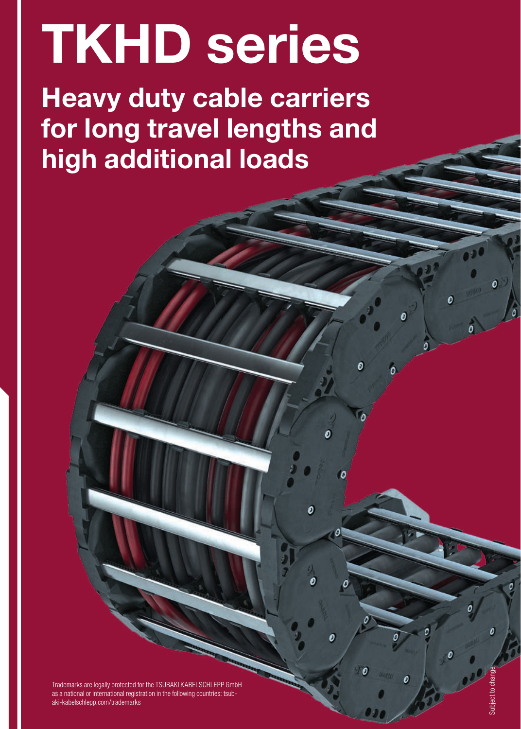# TKHD series

## Heavy duty cable carriers for long travel lengths and high additional loads

Trademarks are legally protected for the TSUBAKI KABELSCHLEPP GmbH as a national or international registration in the following countries: tsubaki-kabelschlepp.com/trademarks

Subject to change.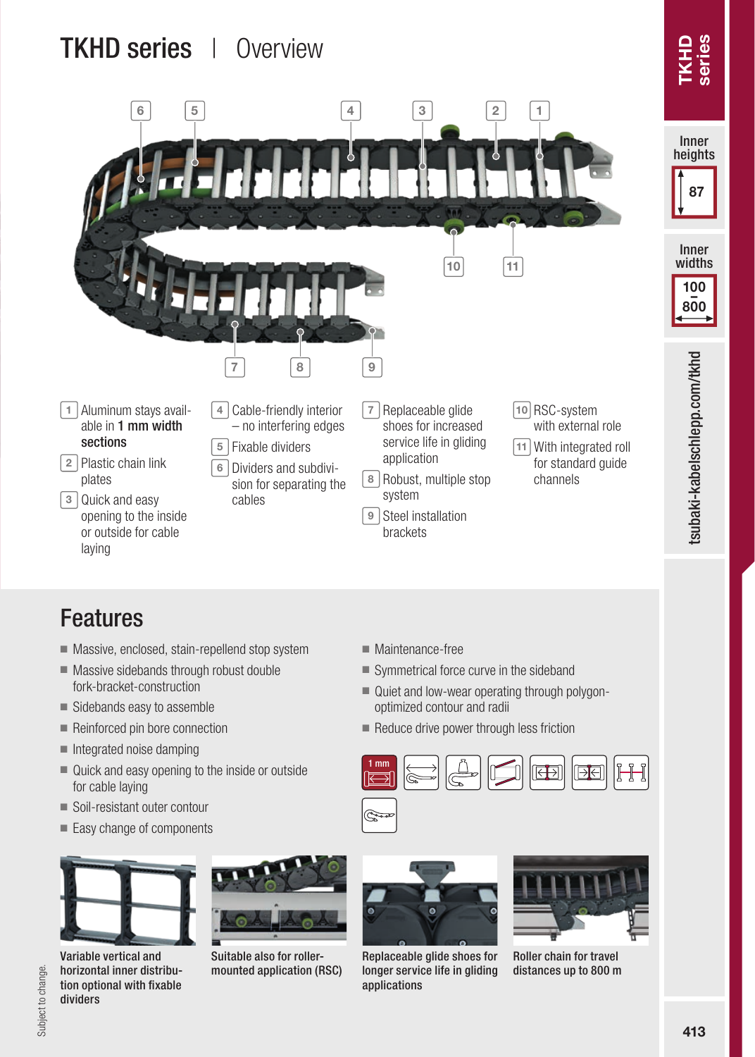# TKHD series | Overview

1 Aluminum stays available in **1 mm width sections**

2 Plastic chain link plates

3 Quick and easy opening to the inside or outside for cable laying

4 Cable-friendly interior – no interfering edges

5 Fixable dividers

6 Dividers and subdivision for separating the cables

7 Replaceable glide shoes for increased service life in gliding application

8 Robust, multiple stop system

9 Steel installation brackets

10 RSC-system with external role

11 With integrated roll for standard guide channels

Inner heights: 87

Inner widths: 100 – 800

tsubaki-kabelschlepp.com/tkhd

## Features

- Massive, enclosed, stain-repellend stop system
- Massive sidebands through robust double fork-bracket-construction
- Sidebands easy to assemble
- Reinforced pin bore connection
- Integrated noise damping
- Quick and easy opening to the inside or outside for cable laying
- Soil-resistant outer contour
- Easy change of components
- Maintenance-free
- Symmetrical force curve in the sideband
- Quiet and low-wear operating through polygon-optimized contour and radii
- Reduce drive power through less friction

1 mm

**Variable vertical and horizontal inner distribution optional with fixable dividers**

**Suitable also for roller-mounted application (RSC)**

**Replaceable glide shoes for longer service life in gliding applications**

**Roller chain for travel distances up to 800 m**

Subject to change.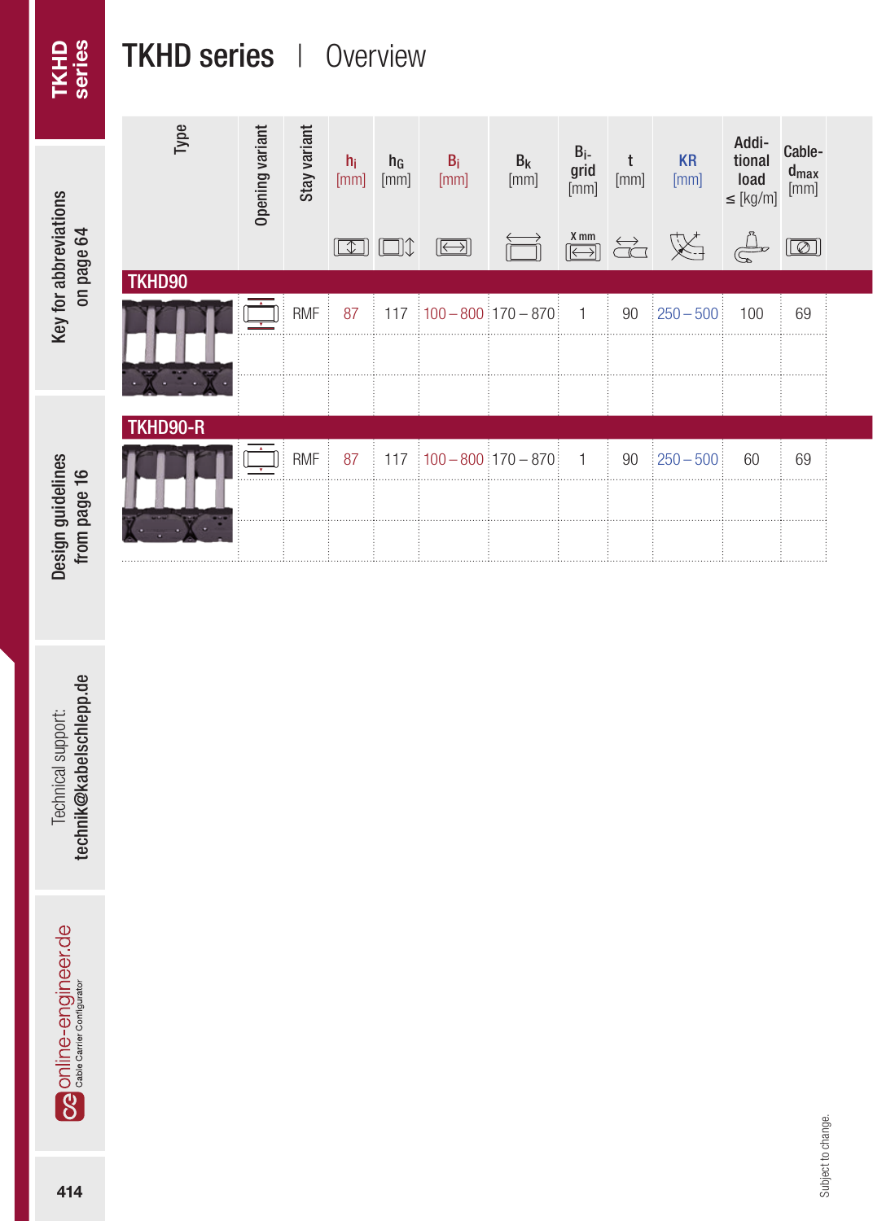# TKHD series | Overview

| Type | Opening variant | Stay variant | $h_i$ [mm] | $h_G$ [mm] | $B_i$ [mm] | $B_k$ [mm] | $B_i$-grid [mm] | t [mm] | KR [mm] | Additional load ≤ [kg/m] | Cable-$d_{max}$ [mm] |
|---|---|---|---|---|---|---|---|---|---|---|---|
| **TKHD90** | | | | | | | | | | | |
| | | RMF | 87 | 117 | 100 – 800 | 170 – 870 | 1 | 90 | 250 – 500 | 100 | 69 |
| **TKHD90-R** | | | | | | | | | | | |
| | | RMF | 87 | 117 | 100 – 800 | 170 – 870 | 1 | 90 | 250 – 500 | 60 | 69 |

Key for abbreviations on page 64

Design guidelines from page 16

Technical support: **technik@kabelschlepp.de**

online-engineer.de Cable Carrier Configurator

Subject to change.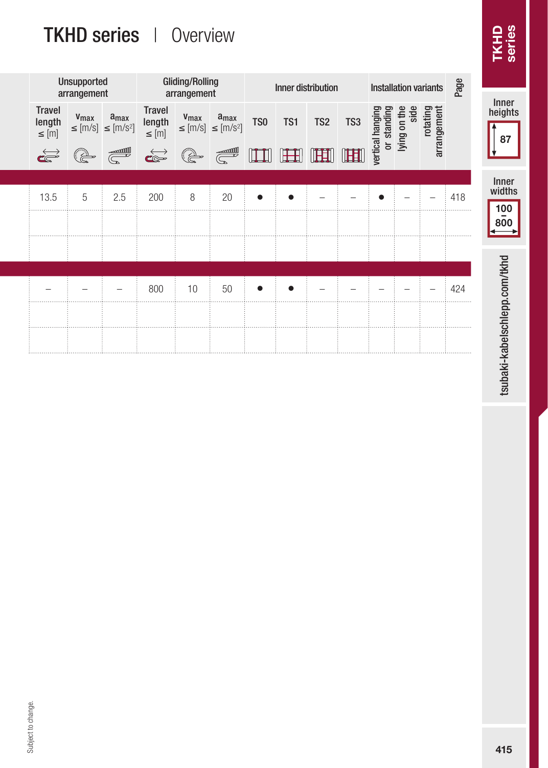# TKHD series | Overview

| Unsupported arrangement | | | Gliding/Rolling arrangement | | | Inner distribution | | | | Installation variants | | | Page |
|---|---|---|---|---|---|---|---|---|---|---|---|---|---|
| Travel length ≤ [m] | $v_{max}$ ≤ [m/s] | $a_{max}$ ≤ [m/s²] | Travel length ≤ [m] | $v_{max}$ ≤ [m/s] | $a_{max}$ ≤ [m/s²] | TS0 | TS1 | TS2 | TS3 | vertical hanging or standing | lying on the side | rotating arrangement | |
| 13.5 | 5 | 2.5 | 200 | 8 | 20 | ● | ● | – | – | ● | – | – | 418 |
| – | – | – | 800 | 10 | 50 | ● | ● | – | – | – | – | – | 424 |

Inner heights
87

Inner widths
100 – 800

tsubaki-kabelschlepp.com/tkhd

Subject to change.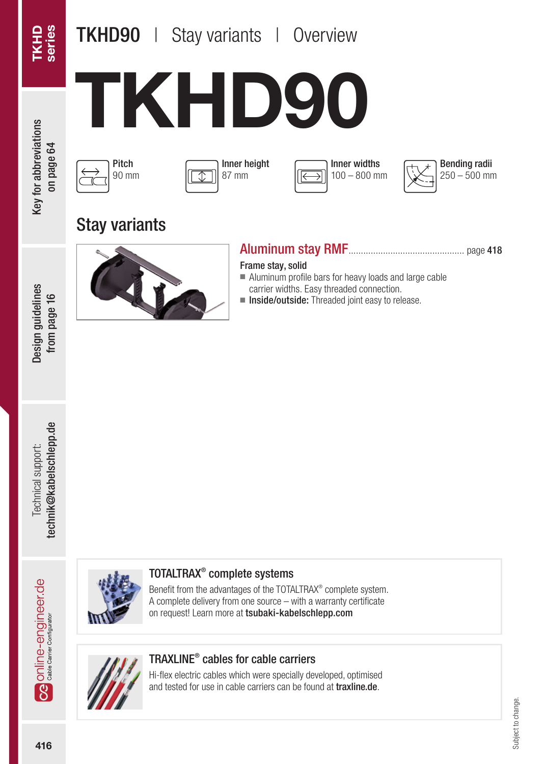# TKHD90 | Stay variants | Overview

# TKHD90

**Pitch**
90 mm

**Inner height**
87 mm

**Inner widths**
100 – 800 mm

**Bending radii**
250 – 500 mm

## Stay variants

### Aluminum stay RMF ............................................. page 418

**Frame stay, solid**

- Aluminum profile bars for heavy loads and large cable carrier widths. Easy threaded connection.
- **Inside/outside:** Threaded joint easy to release.

### TOTALTRAX® complete systems

Benefit from the advantages of the TOTALTRAX® complete system. A complete delivery from one source – with a warranty certificate on request! Learn more at **tsubaki-kabelschlepp.com**

### TRAXLINE® cables for cable carriers

Hi-flex electric cables which were specially developed, optimised and tested for use in cable carriers can be found at **traxline.de**.

Key for abbreviations on page 64

Design guidelines from page 16

Technical support: **technik@kabelschlepp.de**

online-engineer.de Cable Carrier Configurator

Subject to change.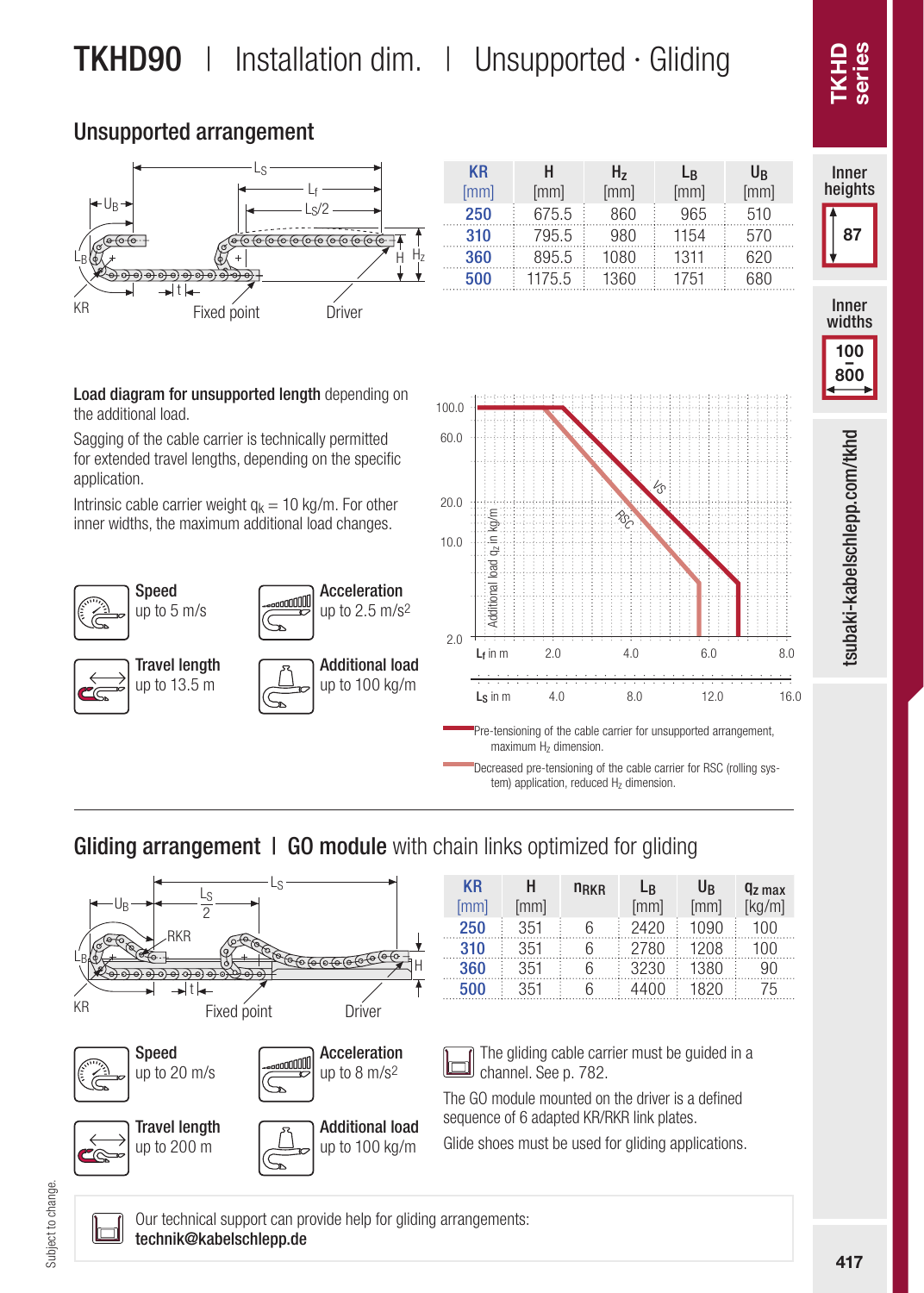# TKHD90 | Installation dim. | Unsupported · Gliding

## Unsupported arrangement

$L_S$, $L_f$, $L_S/2$, $U_B$, $L_B$, H, $H_z$, t, KR, Fixed point, Driver

| KR [mm] | H [mm] | $H_z$ [mm] | $L_B$ [mm] | $U_B$ [mm] |
|---|---|---|---|---|
| 250 | 675.5 | 860 | 965 | 510 |
| 310 | 795.5 | 980 | 1154 | 570 |
| 360 | 895.5 | 1080 | 1311 | 620 |
| 500 | 1175.5 | 1360 | 1751 | 680 |

**Load diagram for unsupported length** depending on the additional load.

Sagging of the cable carrier is technically permitted for extended travel lengths, depending on the specific application.

Intrinsic cable carrier weight $q_k$ = 10 kg/m. For other inner widths, the maximum additional load changes.

100.0
60.0
20.0
10.0
2.0

Additional load $q_z$ in kg/m

VS
RSC

$L_f$ in m 2.0 4.0 6.0 8.0

$L_S$ in m 4.0 8.0 12.0 16.0

Pre-tensioning of the cable carrier for unsupported arrangement, maximum $H_z$ dimension.

Decreased pre-tensioning of the cable carrier for RSC (rolling system) application, reduced $H_z$ dimension.

**Speed**
up to 5 m/s

**Acceleration**
up to 2.5 m/s²

**Travel length**
up to 13.5 m

**Additional load**
up to 100 kg/m

## Gliding arrangement | GO module with chain links optimized for gliding

$L_S$, $\frac{L_S}{2}$, $U_B$, RKR, $L_B$, H, t, KR, Fixed point, Driver

| KR [mm] | H [mm] | $n_{RKR}$ | $L_B$ [mm] | $U_B$ [mm] | $q_{z\,max}$ [kg/m] |
|---|---|---|---|---|---|
| 250 | 351 | 6 | 2420 | 1090 | 100 |
| 310 | 351 | 6 | 2780 | 1208 | 100 |
| 360 | 351 | 6 | 3230 | 1380 | 90 |
| 500 | 351 | 6 | 4400 | 1820 | 75 |

**Speed**
up to 20 m/s

**Acceleration**
up to 8 m/s²

**Travel length**
up to 200 m

**Additional load**
up to 100 kg/m

The gliding cable carrier must be guided in a channel. See p. 782.

The GO module mounted on the driver is a defined sequence of 6 adapted KR/RKR link plates.

Glide shoes must be used for gliding applications.

Our technical support can provide help for gliding arrangements:
**technik@kabelschlepp.de**

Inner heights
87

Inner widths
100 – 800

tsubaki-kabelschlepp.com/tkhd

Subject to change.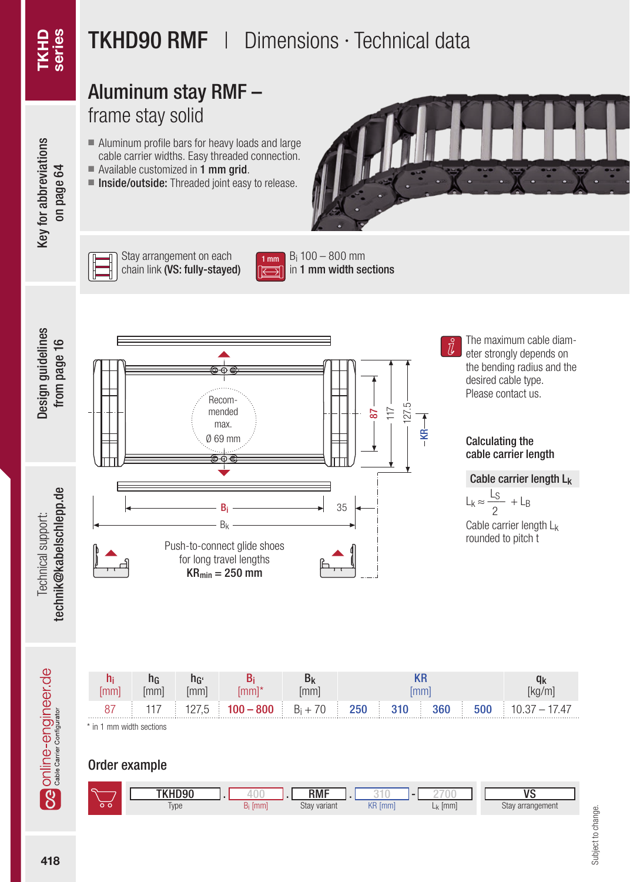# TKHD90 RMF | Dimensions · Technical data

## Aluminum stay RMF – frame stay solid

- Aluminum profile bars for heavy loads and large cable carrier widths. Easy threaded connection.
- Available customized in **1 mm grid**.
- **Inside/outside:** Threaded joint easy to release.

Stay arrangement on each chain link **(VS: fully-stayed)**

$B_i$ 100 – 800 mm in **1 mm width sections**

Recommended max. Ø 69 mm

87
117
127.5
KR
$B_i$
35
$B_k$

Push-to-connect glide shoes for long travel lengths
**$KR_{min}$ = 250 mm**

The maximum cable diameter strongly depends on the bending radius and the desired cable type. Please contact us.

### Calculating the cable carrier length

**Cable carrier length $L_k$**

$$L_k \approx \frac{L_S}{2} + L_B$$

Cable carrier length $L_k$ rounded to pitch t

| $h_i$ [mm] | $h_G$ [mm] | $h_{G'}$ [mm] | $B_i$ [mm]* | $B_k$ [mm] | KR [mm] | | | | $q_k$ [kg/m] |
|---|---|---|---|---|---|---|---|---|---|
| 87 | 117 | 127,5 | **100 – 800** | $B_i$ + 70 | **250** | **310** | **360** | **500** | 10.37 – 17.47 |

\* in 1 mm width sections

## Order example

| TKHD90 | . | 400 | . | RMF | . | 310 | - | 2700 | VS |
|---|---|---|---|---|---|---|---|---|---|
| Type | | $B_i$ [mm] | | Stay variant | | KR [mm] | | $L_k$ [mm] | Stay arrangement |

Subject to change.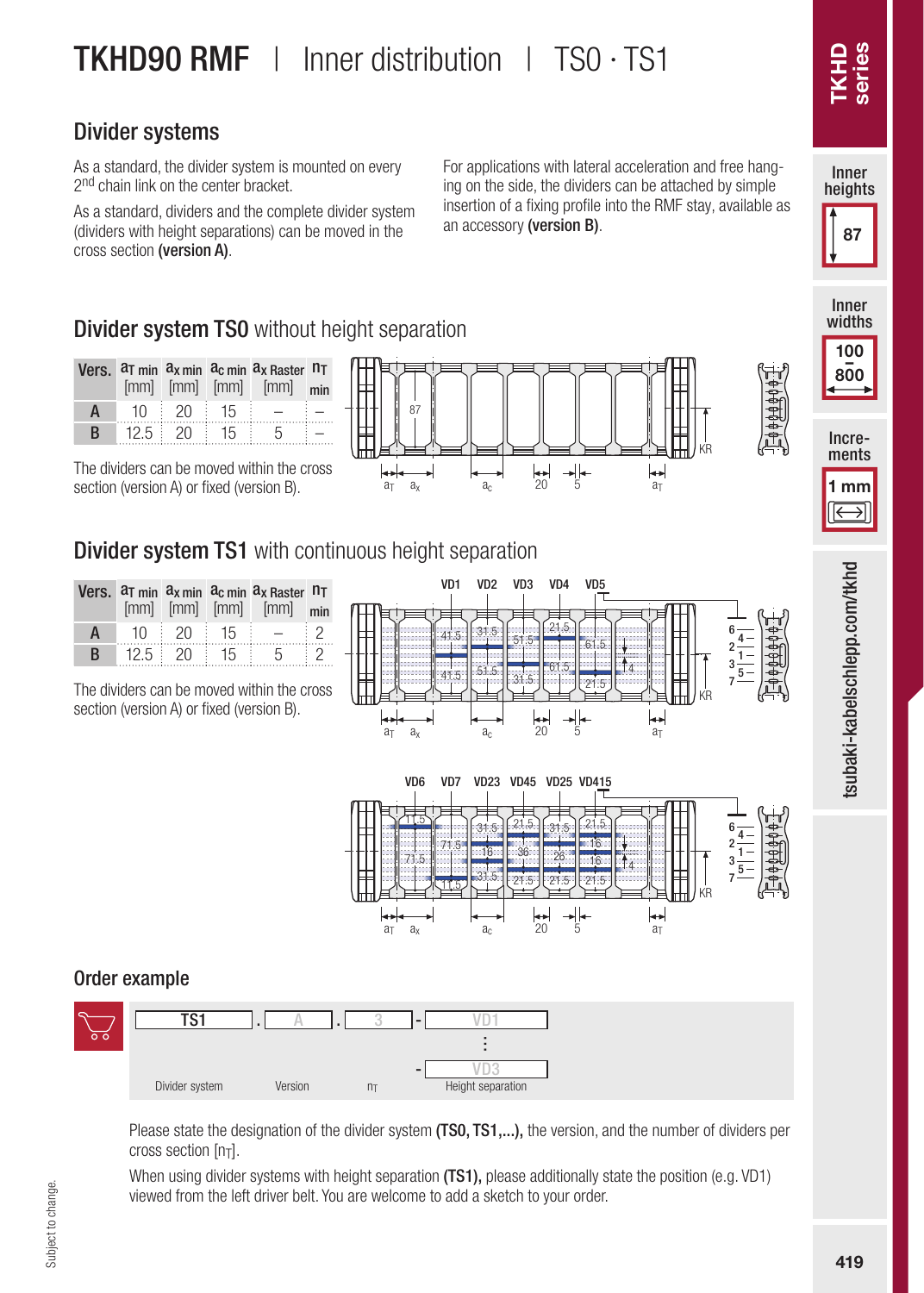# TKHD90 RMF | Inner distribution | TS0 · TS1

## Divider systems

As a standard, the divider system is mounted on every 2nd chain link on the center bracket.

As a standard, dividers and the complete divider system (dividers with height separations) can be moved in the cross section **(version A)**.

For applications with lateral acceleration and free hanging on the side, the dividers can be attached by simple insertion of a fixing profile into the RMF stay, available as an accessory **(version B)**.

## Divider system TS0 without height separation

| Vers. | $a_{T\,min}$ [mm] | $a_{x\,min}$ [mm] | $a_{c\,min}$ [mm] | $a_{x\,Raster}$ [mm] | $n_T$ min |
|---|---|---|---|---|---|
| A | 10 | 20 | 15 | – | – |
| B | 12.5 | 20 | 15 | 5 | – |

The dividers can be moved within the cross section (version A) or fixed (version B).

87

KR

$a_T$ $a_x$ $a_c$ 20 5 $a_T$

## Divider system TS1 with continuous height separation

| Vers. | $a_{T\,min}$ [mm] | $a_{x\,min}$ [mm] | $a_{c\,min}$ [mm] | $a_{x\,Raster}$ [mm] | $n_T$ min |
|---|---|---|---|---|---|
| A | 10 | 20 | 15 | – | 2 |
| B | 12.5 | 20 | 15 | 5 | 2 |

The dividers can be moved within the cross section (version A) or fixed (version B).

VD1 VD2 VD3 VD4 VD5

41.5 31.5 51.5 21.5 61.5 41.5 51.5 61.5 31.5 21.5 4

6 4 2 1 3 5 7

KR

$a_T$ $a_x$ $a_c$ 20 5 $a_T$

VD6 VD7 VD23 VD45 VD25 VD415

11.5 71.5 31.5 21.5 31.5 21.5 71.5 16 36 26 16 16 11.5 31.5 21.5 21.5 21.5 4

6 4 2 1 3 5 7

KR

$a_T$ $a_x$ $a_c$ 20 5 $a_T$

## Order example

TS1 . A . 3 - VD1 ⋮ - VD3

Divider system | Version | $n_T$ | Height separation

Please state the designation of the divider system **(TS0, TS1,...),** the version, and the number of dividers per cross section [$n_T$].

When using divider systems with height separation **(TS1),** please additionally state the position (e.g. VD1) viewed from the left driver belt. You are welcome to add a sketch to your order.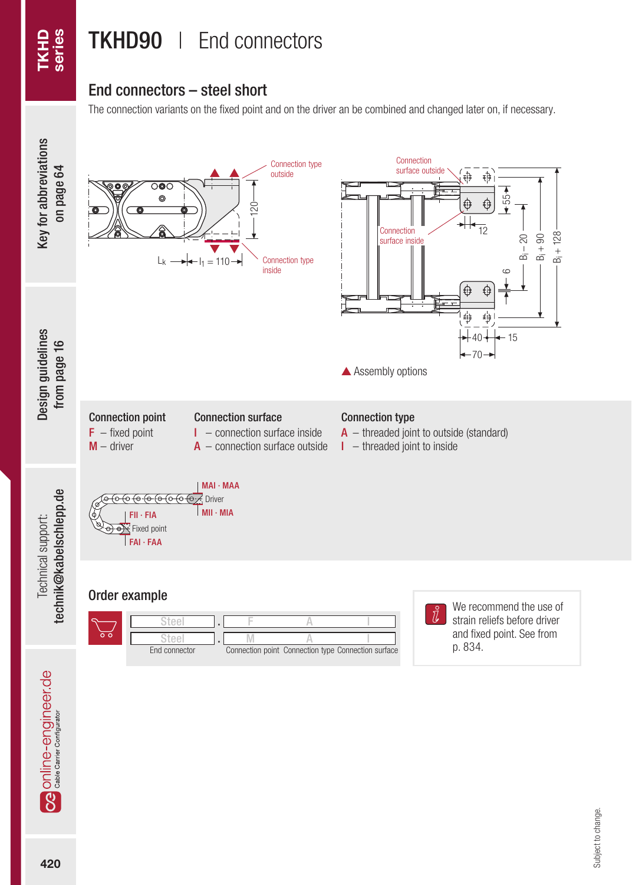# TKHD90 | End connectors

## End connectors – steel short

The connection variants on the fixed point and on the driver an be combined and changed later on, if necessary.

Connection type outside

Connection type inside

$L_k$ — $l_1 = 110$ — 120

Connection surface outside

Connection surface inside

55 · 12 · 6 · $B_i - 20$ · $B_i + 90$ · $B_i + 128$ · 40 · 15 · 70

▲ Assembly options

| Connection point | Connection surface | Connection type |
|---|---|---|
| **F** – fixed point | **I** – connection surface inside | **A** – threaded joint to outside (standard) |
| **M** – driver | **A** – connection surface outside | **I** – threaded joint to inside |

MAI · MAA
Driver
MII · MIA

FII · FIA
Fixed point
FAI · FAA

## Order example

| End connector | | Connection point | Connection type | Connection surface |
|---|---|---|---|---|
| Steel | . | F | A | I |
| Steel | . | M | A | I |

We recommend the use of strain reliefs before driver and fixed point. See from p. 834.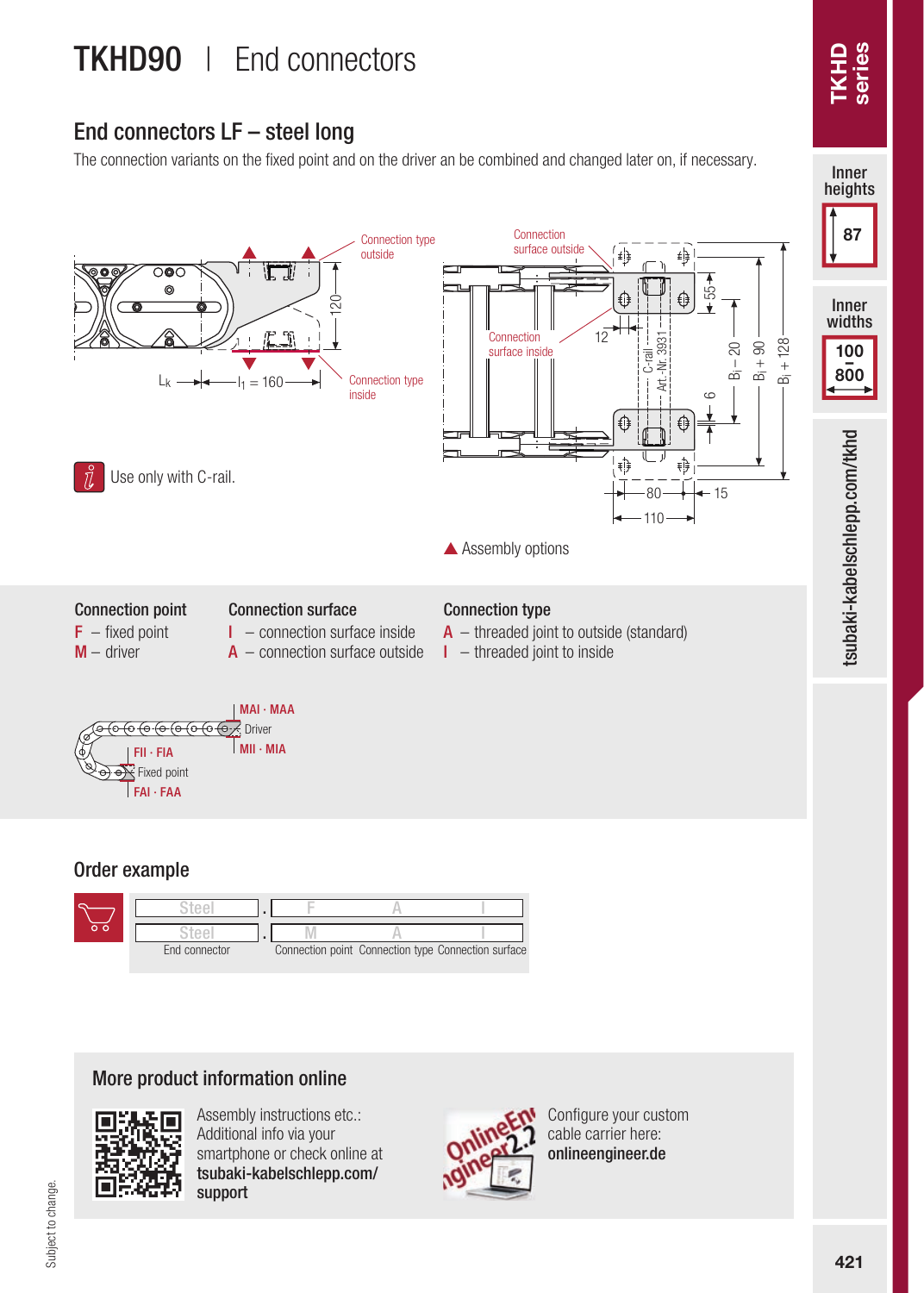# TKHD90 | End connectors

## End connectors LF – steel long

The connection variants on the fixed point and on the driver an be combined and changed later on, if necessary.

Connection type outside

Connection type inside

120

$L_k$

$l_1 = 160$

Connection surface outside

Connection surface inside

12

C-rail Art.-Nr. 3931

55

6

$B_i - 20$

$B_i + 90$

$B_i + 128$

80

15

110

Use only with C-rail.

▲ Assembly options

**Connection point**
- **F** – fixed point
- **M** – driver

**Connection surface**
- **I** – connection surface inside
- **A** – connection surface outside

**Connection type**
- **A** – threaded joint to outside (standard)
- **I** – threaded joint to inside

MAI · MAA
Driver
MII · MIA
FII · FIA
Fixed point
FAI · FAA

## Order example

| End connector | | Connection point | Connection type | Connection surface |
|---|---|---|---|---|
| Steel | . | F | A | I |
| Steel | . | M | A | I |

## More product information online

Assembly instructions etc.: Additional info via your smartphone or check online at **tsubaki-kabelschlepp.com/support**

Configure your custom cable carrier here: **onlineengineer.de**

Subject to change.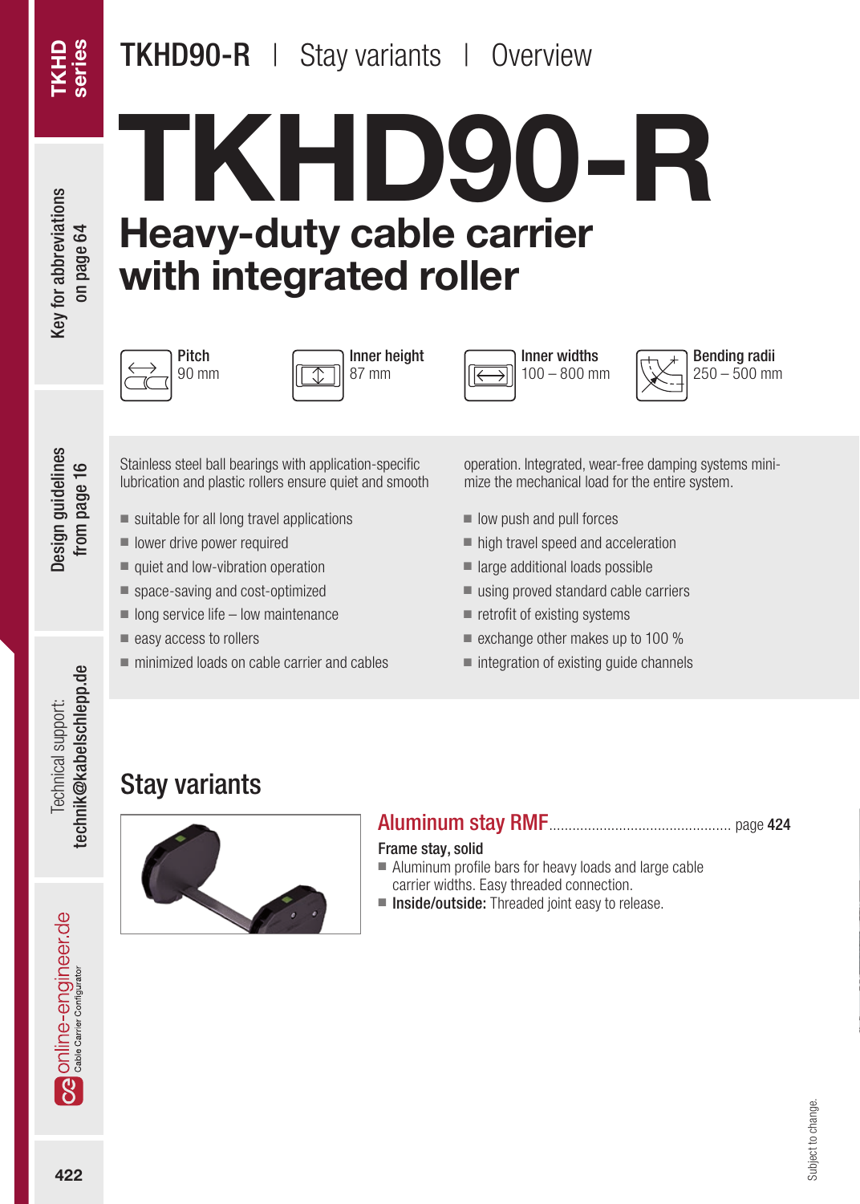# TKHD90-R | Stay variants | Overview

# TKHD90-R

## Heavy-duty cable carrier with integrated roller

**Pitch**
90 mm

**Inner height**
87 mm

**Inner widths**
100 – 800 mm

**Bending radii**
250 – 500 mm

Stainless steel ball bearings with application-specific lubrication and plastic rollers ensure quiet and smooth operation. Integrated, wear-free damping systems minimize the mechanical load for the entire system.

- suitable for all long travel applications
- lower drive power required
- quiet and low-vibration operation
- space-saving and cost-optimized
- long service life – low maintenance
- easy access to rollers
- minimized loads on cable carrier and cables
- low push and pull forces
- high travel speed and acceleration
- large additional loads possible
- using proved standard cable carriers
- retrofit of existing systems
- exchange other makes up to 100 %
- integration of existing guide channels

## Stay variants

### Aluminum stay RMF ............................................. page 424

**Frame stay, solid**

- Aluminum profile bars for heavy loads and large cable carrier widths. Easy threaded connection.
- **Inside/outside:** Threaded joint easy to release.

Subject to change.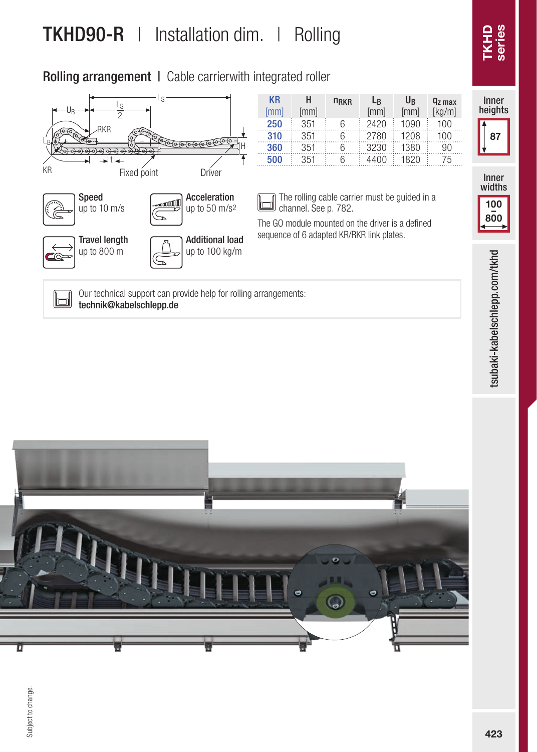# TKHD90-R | Installation dim. | Rolling

## Rolling arrangement | Cable carrierwith integrated roller

$U_B$
$L_S$
$\frac{L_S}{2}$
RKR
$L_B$
H
t
KR
Fixed point
Driver

| KR [mm] | H [mm] | $n_{RKR}$ | $L_B$ [mm] | $U_B$ [mm] | $q_{z\,max}$ [kg/m] |
|---|---|---|---|---|---|
| 250 | 351 | 6 | 2420 | 1090 | 100 |
| 310 | 351 | 6 | 2780 | 1208 | 100 |
| 360 | 351 | 6 | 3230 | 1380 | 90 |
| 500 | 351 | 6 | 4400 | 1820 | 75 |

**Speed**
up to 10 m/s

**Acceleration**
up to 50 m/s²

**Travel length**
up to 800 m

**Additional load**
up to 100 kg/m

The rolling cable carrier must be guided in a channel. See p. 782.

The GO module mounted on the driver is a defined sequence of 6 adapted KR/RKR link plates.

Our technical support can provide help for rolling arrangements:
**technik@kabelschlepp.de**

TKHD series

Inner heights
87

Inner widths
100 – 800

tsubaki-kabelschlepp.com/tkhd

Subject to change.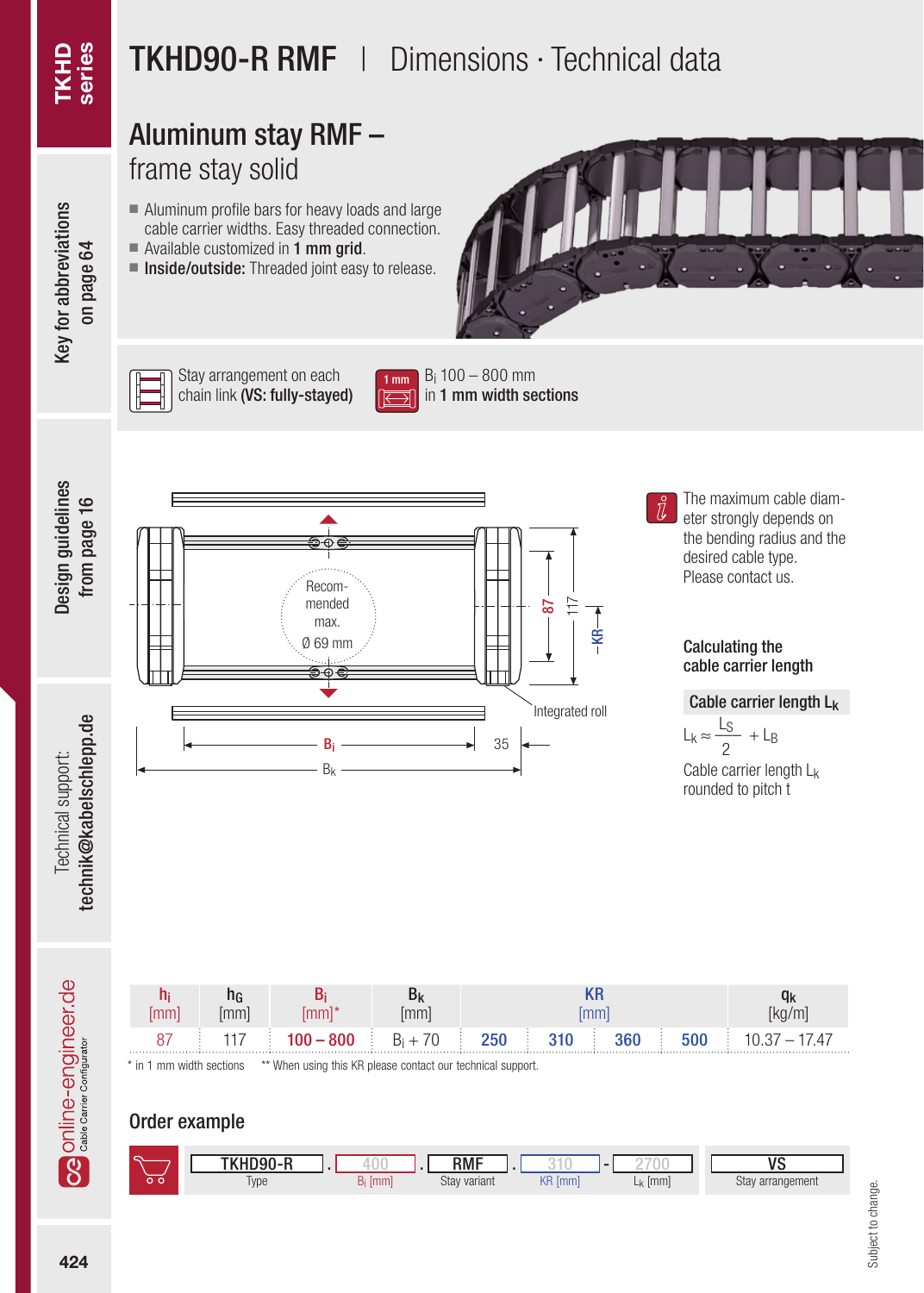# TKHD90-R RMF | Dimensions · Technical data

## Aluminum stay RMF – frame stay solid

- Aluminum profile bars for heavy loads and large cable carrier widths. Easy threaded connection.
- Available customized in **1 mm grid**.
- **Inside/outside:** Threaded joint easy to release.

Stay arrangement on each chain link **(VS: fully-stayed)**

$B_i$ 100 – 800 mm in **1 mm width sections**

Recom-mended max. Ø 69 mm

87

117

KR

Integrated roll

$B_i$

35

$B_k$

The maximum cable diameter strongly depends on the bending radius and the desired cable type. Please contact us.

### Calculating the cable carrier length

**Cable carrier length $L_k$**

$$L_k \approx \frac{L_S}{2} + L_B$$

Cable carrier length $L_k$ rounded to pitch t

| $h_i$ [mm] | $h_G$ [mm] | $B_i$ [mm]* | $B_k$ [mm] | KR [mm] | | | | $q_k$ [kg/m] |
|---|---|---|---|---|---|---|---|---|
| 87 | 117 | 100 – 800 | $B_i$ + 70 | 250 | 310 | 360 | 500 | 10.37 – 17.47 |

\* in 1 mm width sections ** When using this KR please contact our technical support.

## Order example

| TKHD90-R | . | 400 | . | RMF | . | 310 | - | 2700 | VS |
|---|---|---|---|---|---|---|---|---|---|
| Type | | $B_i$ [mm] | | Stay variant | | KR [mm] | | $L_k$ [mm] | Stay arrangement |

Subject to change.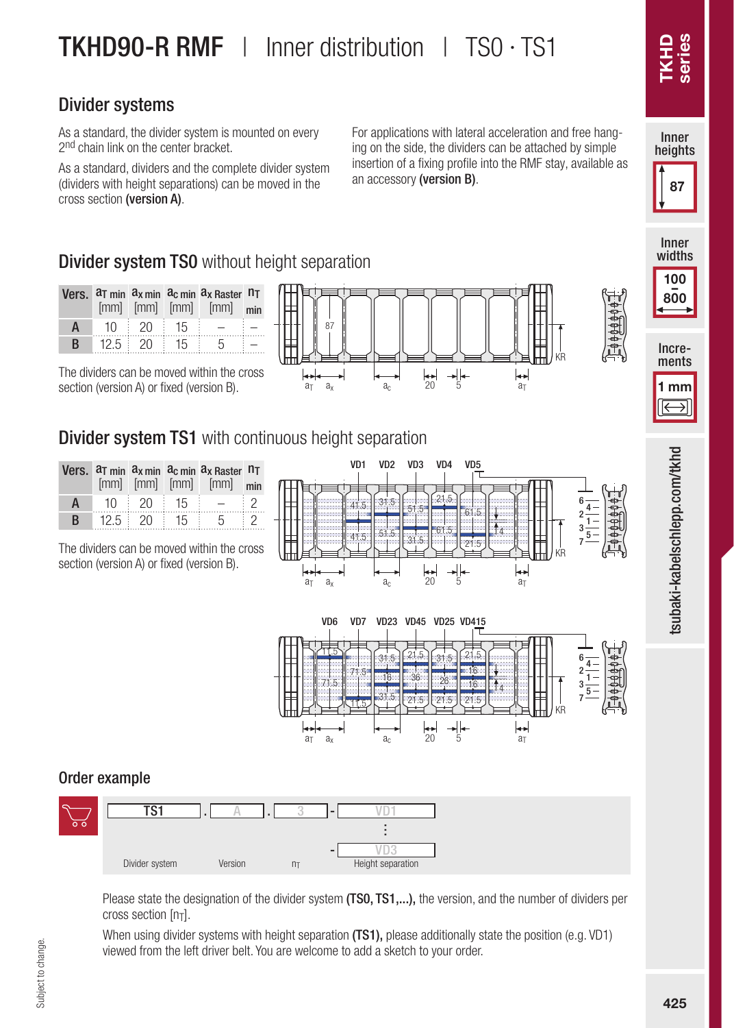# TKHD90-R RMF | Inner distribution | TS0 · TS1

## Divider systems

As a standard, the divider system is mounted on every 2nd chain link on the center bracket.

As a standard, dividers and the complete divider system (dividers with height separations) can be moved in the cross section **(version A)**.

For applications with lateral acceleration and free hanging on the side, the dividers can be attached by simple insertion of a fixing profile into the RMF stay, available as an accessory **(version B)**.

## Divider system TS0 without height separation

| Vers. | $a_{T\,min}$ [mm] | $a_{x\,min}$ [mm] | $a_{c\,min}$ [mm] | $a_{x\,Raster}$ [mm] | $n_T$ min |
|---|---|---|---|---|---|
| A | 10 | 20 | 15 | – | – |
| B | 12.5 | 20 | 15 | 5 | – |

The dividers can be moved within the cross section (version A) or fixed (version B).

87

KR

$a_T$ $a_x$ $a_c$ 20 5 $a_T$

## Divider system TS1 with continuous height separation

| Vers. | $a_{T\,min}$ [mm] | $a_{x\,min}$ [mm] | $a_{c\,min}$ [mm] | $a_{x\,Raster}$ [mm] | $n_T$ min |
|---|---|---|---|---|---|
| A | 10 | 20 | 15 | – | 2 |
| B | 12.5 | 20 | 15 | 5 | 2 |

The dividers can be moved within the cross section (version A) or fixed (version B).

VD1 VD2 VD3 VD4 VD5

41.5 41.5 31.5 51.5 51.5 31.5 21.5 61.5 61.5 21.5 4

6 4 2 1 3 5 7

KR

$a_T$ $a_x$ $a_c$ 20 5 $a_T$

VD6 VD7 VD23 VD45 VD25 VD415

11.5 71.5 71.5 11.5 31.5 16 31.5 21.5 36 21.5 31.5 26 21.5 21.5 16 16 21.5 4

6 4 2 1 3 5 7

KR

$a_T$ $a_x$ $a_c$ 20 5 $a_T$

## Order example

TS1 . A . 3 - VD1
⋮
- VD3

Divider system | Version | $n_T$ | Height separation

Please state the designation of the divider system **(TS0, TS1,...)**, the version, and the number of dividers per cross section [$n_T$].

When using divider systems with height separation **(TS1)**, please additionally state the position (e.g. VD1) viewed from the left driver belt. You are welcome to add a sketch to your order.

Subject to change.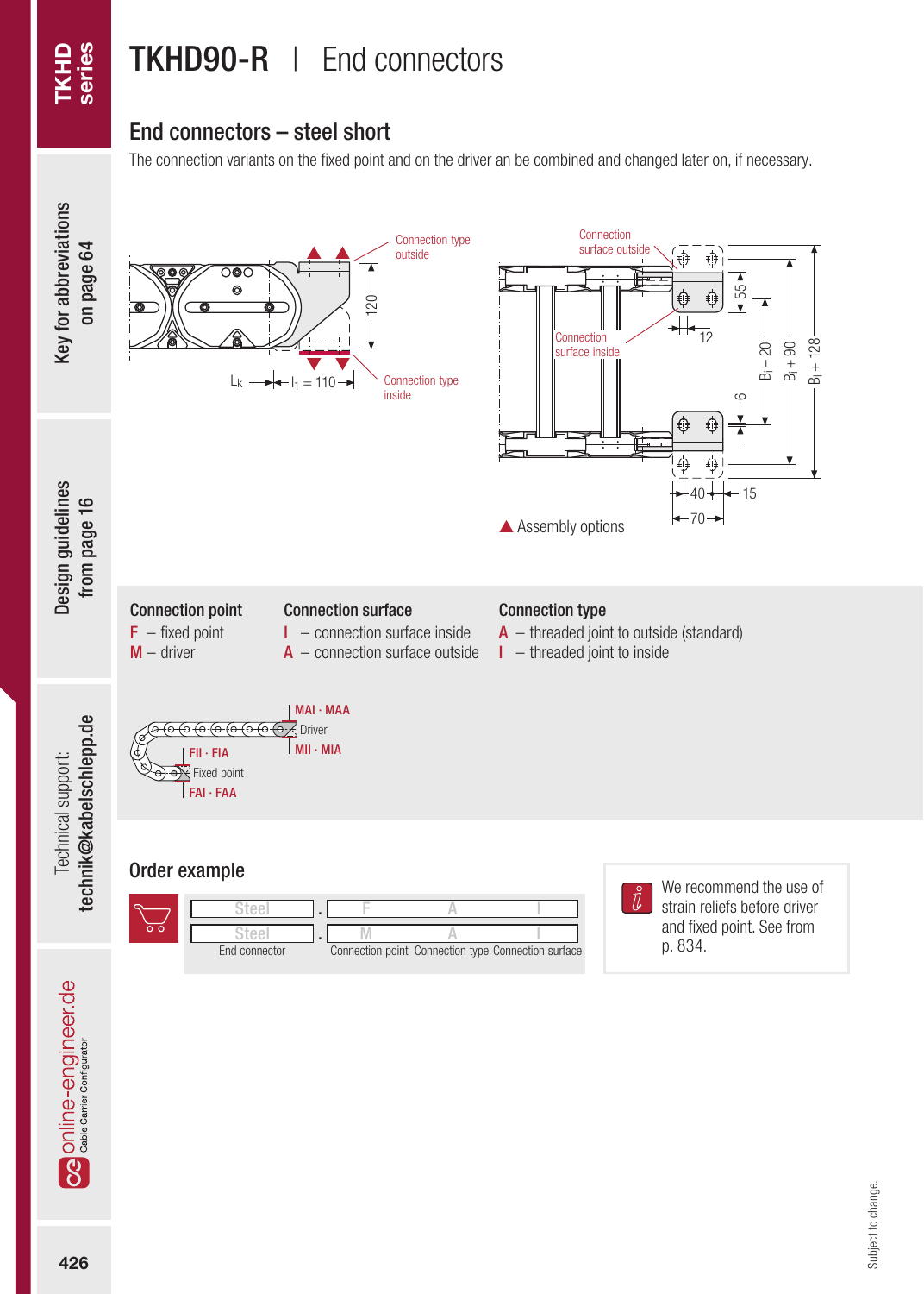# TKHD90-R | End connectors

## End connectors – steel short

The connection variants on the fixed point and on the driver an be combined and changed later on, if necessary.

Connection type outside

Connection type inside

120

$L_k$ $l_1$ = 110

Connection surface outside

Connection surface inside

55

12

6

$B_i$ – 20

$B_i$ + 90

$B_i$ + 128

40

15

70

▲ Assembly options

| Connection point | Connection surface | Connection type |
|---|---|---|
| F – fixed point | I – connection surface inside | A – threaded joint to outside (standard) |
| M – driver | A – connection surface outside | I – threaded joint to inside |

MAI · MAA

Driver

MII · MIA

FII · FIA

Fixed point

FAI · FAA

## Order example

| End connector | | Connection point | Connection type | Connection surface |
|---|---|---|---|---|
| Steel | . | F | A | I |
| Steel | . | M | A | I |

We recommend the use of strain reliefs before driver and fixed point. See from p. 834.

Subject to change.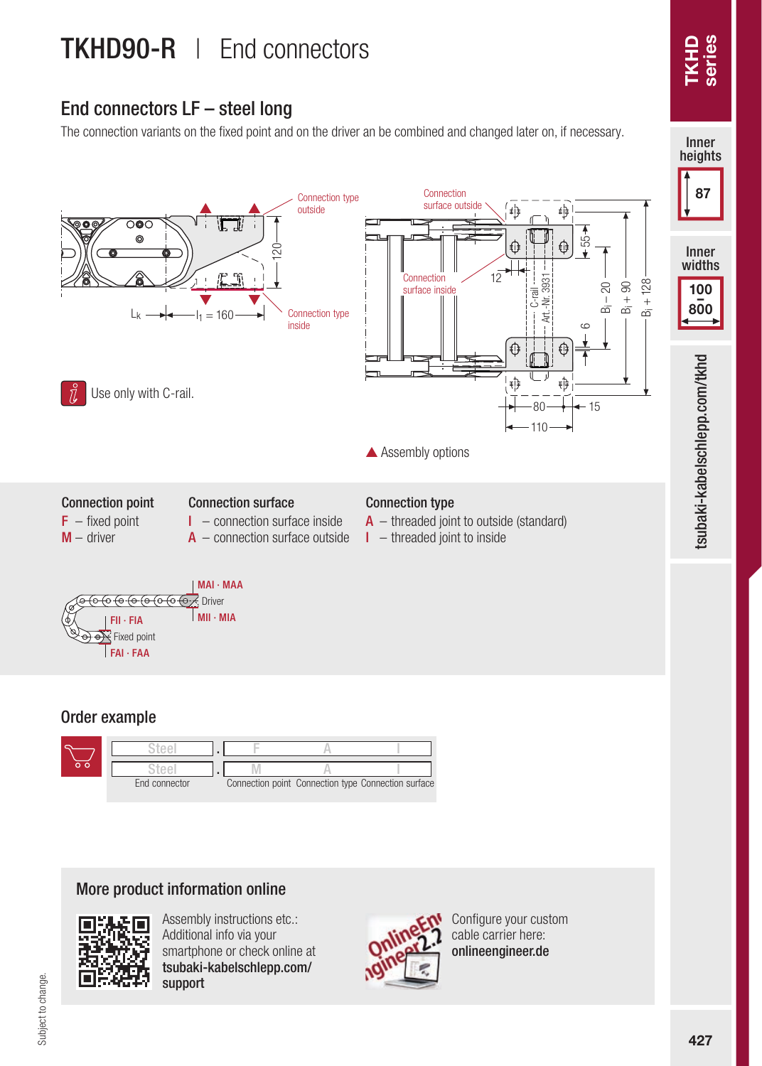# TKHD90-R | End connectors

## End connectors LF – steel long

The connection variants on the fixed point and on the driver an be combined and changed later on, if necessary.

Connection type outside

Connection type inside

120

$L_k$

$l_1 = 160$

Connection surface outside

Connection surface inside

12

55

C-rail Art.-Nr. 3931

$B_i - 20$

$B_i + 90$

$B_i + 128$

6

80

15

110

Use only with C-rail.

▲ Assembly options

**Connection point**
- **F** – fixed point
- **M** – driver

**Connection surface**
- **I** – connection surface inside
- **A** – connection surface outside

**Connection type**
- **A** – threaded joint to outside (standard)
- **I** – threaded joint to inside

MAI · MAA
Driver
MII · MIA

FII · FIA
Fixed point
FAI · FAA

## Order example

| End connector | | Connection point | Connection type | Connection surface |
|---|---|---|---|---|
| Steel | . | F | A | I |
| Steel | . | M | A | I |

## More product information online

Assembly instructions etc.:
Additional info via your smartphone or check online at
**tsubaki-kabelschlepp.com/support**

Configure your custom cable carrier here:
**onlineengineer.de**

Subject to change.

**TKHD series**

Inner heights
87

Inner widths
100 – 800

tsubaki-kabelschlepp.com/tkhd